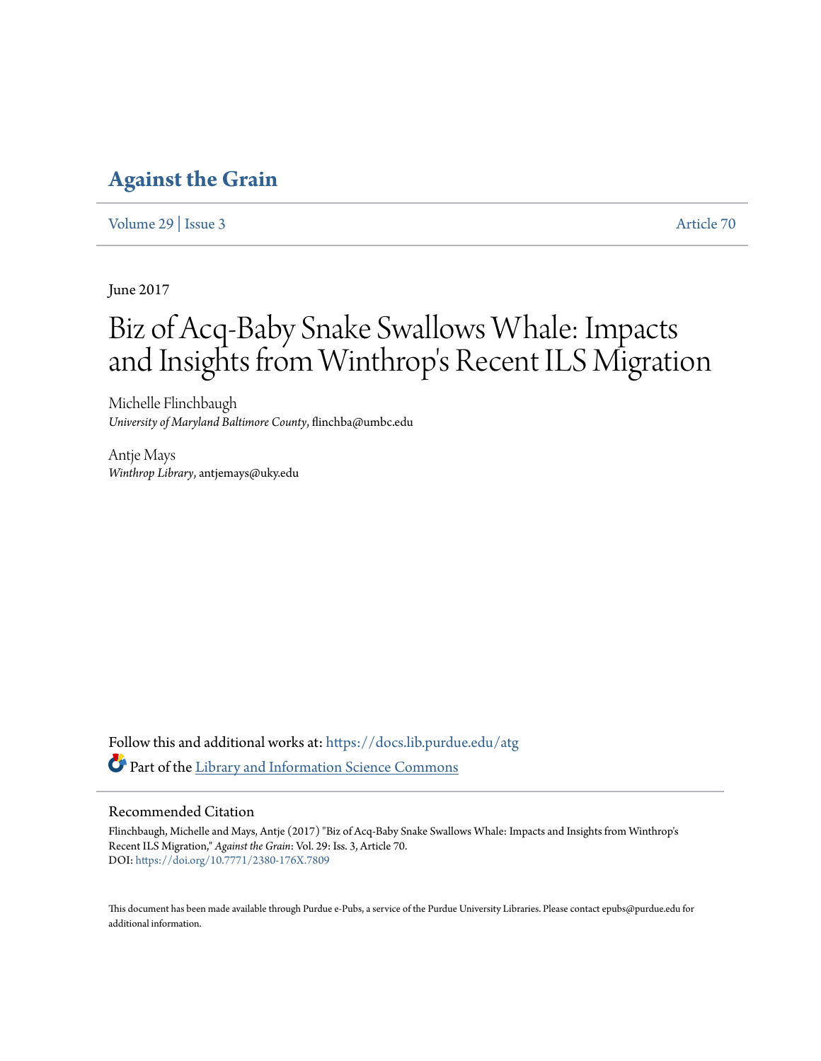# Against the Grain

Volume 29 | Issue 3 Article 70

June 2017

# Biz of Acq-Baby Snake Swallows Whale: Impacts and Insights from Winthrop's Recent ILS Migration

Michelle Flinchbaugh
*University of Maryland Baltimore County*, flinchba@umbc.edu

Antje Mays
*Winthrop Library*, antjemays@uky.edu

Follow this and additional works at: https://docs.lib.purdue.edu/atg

Part of the Library and Information Science Commons

## Recommended Citation

Flinchbaugh, Michelle and Mays, Antje (2017) "Biz of Acq-Baby Snake Swallows Whale: Impacts and Insights from Winthrop's Recent ILS Migration," *Against the Grain*: Vol. 29: Iss. 3, Article 70.
DOI: https://doi.org/10.7771/2380-176X.7809

This document has been made available through Purdue e-Pubs, a service of the Purdue University Libraries. Please contact epubs@purdue.edu for additional information.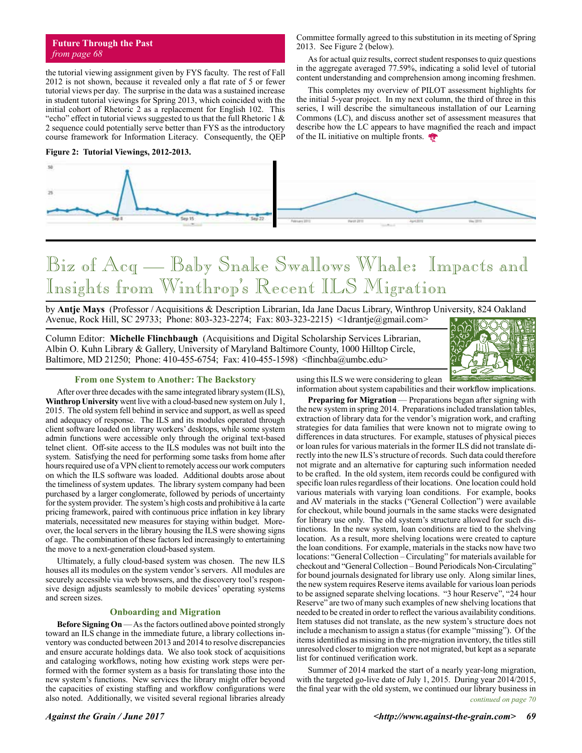**Future Through the Past**
*from page 68*

the tutorial viewing assignment given by FYS faculty. The rest of Fall 2012 is not shown, because it revealed only a flat rate of 5 or fewer tutorial views per day. The surprise in the data was a sustained increase in student tutorial viewings for Spring 2013, which coincided with the initial cohort of Rhetoric 2 as a replacement for English 102. This "echo" effect in tutorial views suggested to us that the full Rhetoric 1 & 2 sequence could potentially serve better than FYS as the introductory course framework for Information Literacy. Consequently, the QEP Committee formally agreed to this substitution in its meeting of Spring 2013. See Figure 2 (below).

**Figure 2: Tutorial Viewings, 2012-2013.**

As for actual quiz results, correct student responses to quiz questions in the aggregate averaged 77.59%, indicating a solid level of tutorial content understanding and comprehension among incoming freshmen.

This completes my overview of PILOT assessment highlights for the initial 5-year project. In my next column, the third of three in this series, I will describe the simultaneous installation of our Learning Commons (LC), and discuss another set of assessment measures that describe how the LC appears to have magnified the reach and impact of the IL initiative on multiple fronts.

# Biz of Acq — Baby Snake Swallows Whale: Impacts and Insights from Winthrop's Recent ILS Migration

by **Antje Mays** (Professor / Acquisitions & Description Librarian, Ida Jane Dacus Library, Winthrop University, 824 Oakland Avenue, Rock Hill, SC 29733; Phone: 803-323-2274; Fax: 803-323-2215) <1drantje@gmail.com>

Column Editor: **Michelle Flinchbaugh** (Acquisitions and Digital Scholarship Services Librarian, Albin O. Kuhn Library & Gallery, University of Maryland Baltimore County, 1000 Hilltop Circle, Baltimore, MD 21250; Phone: 410-455-6754; Fax: 410-455-1598) <flinchba@umbc.edu>

### From one System to Another: The Backstory

After over three decades with the same integrated library system (ILS), **Winthrop University** went live with a cloud-based new system on July 1, 2015. The old system fell behind in service and support, as well as speed and adequacy of response. The ILS and its modules operated through client software loaded on library workers' desktops, while some system admin functions were accessible only through the original text-based telnet client. Off-site access to the ILS modules was not built into the system. Satisfying the need for performing some tasks from home after hours required use of a VPN client to remotely access our work computers on which the ILS software was loaded. Additional doubts arose about the timeliness of system updates. The library system company had been purchased by a larger conglomerate, followed by periods of uncertainty for the system provider. The system's high costs and prohibitive à la carte pricing framework, paired with continuous price inflation in key library materials, necessitated new measures for staying within budget. Moreover, the local servers in the library housing the ILS were showing signs of age. The combination of these factors led increasingly to entertaining the move to a next-generation cloud-based system.

Ultimately, a fully cloud-based system was chosen. The new ILS houses all its modules on the system vendor's servers. All modules are securely accessible via web browsers, and the discovery tool's responsive design adjusts seamlessly to mobile devices' operating systems and screen sizes.

### Onboarding and Migration

**Before Signing On** — As the factors outlined above pointed strongly toward an ILS change in the immediate future, a library collections inventory was conducted between 2013 and 2014 to resolve discrepancies and ensure accurate holdings data. We also took stock of acquisitions and cataloging workflows, noting how existing work steps were performed with the former system as a basis for translating those into the new system's functions. New services the library might offer beyond the capacities of existing staffing and workflow configurations were also noted. Additionally, we visited several regional libraries already using this ILS we were considering to glean information about system capabilities and their workflow implications.

**Preparing for Migration** — Preparations began after signing with the new system in spring 2014. Preparations included translation tables, extraction of library data for the vendor's migration work, and crafting strategies for data families that were known not to migrate owing to differences in data structures. For example, statuses of physical pieces or loan rules for various materials in the former ILS did not translate directly into the new ILS's structure of records. Such data could therefore not migrate and an alternative for capturing such information needed to be crafted. In the old system, item records could be configured with specific loan rules regardless of their locations. One location could hold various materials with varying loan conditions. For example, books and AV materials in the stacks ("General Collection") were available for checkout, while bound journals in the same stacks were designated for library use only. The old system's structure allowed for such distinctions. In the new system, loan conditions are tied to the shelving location. As a result, more shelving locations were created to capture the loan conditions. For example, materials in the stacks now have two locations: "General Collection – Circulating" for materials available for checkout and "General Collection – Bound Periodicals Non-Circulating" for bound journals designated for library use only. Along similar lines, the new system requires Reserve items available for various loan periods to be assigned separate shelving locations. "3 hour Reserve", "24 hour Reserve" are two of many such examples of new shelving locations that needed to be created in order to reflect the various availability conditions. Item statuses did not translate, as the new system's structure does not include a mechanism to assign a status (for example "missing"). Of the items identified as missing in the pre-migration inventory, the titles still unresolved closer to migration were not migrated, but kept as a separate list for continued verification work.

Summer of 2014 marked the start of a nearly year-long migration, with the targeted go-live date of July 1, 2015. During year 2014/2015, the final year with the old system, we continued our library business in

*continued on page 70*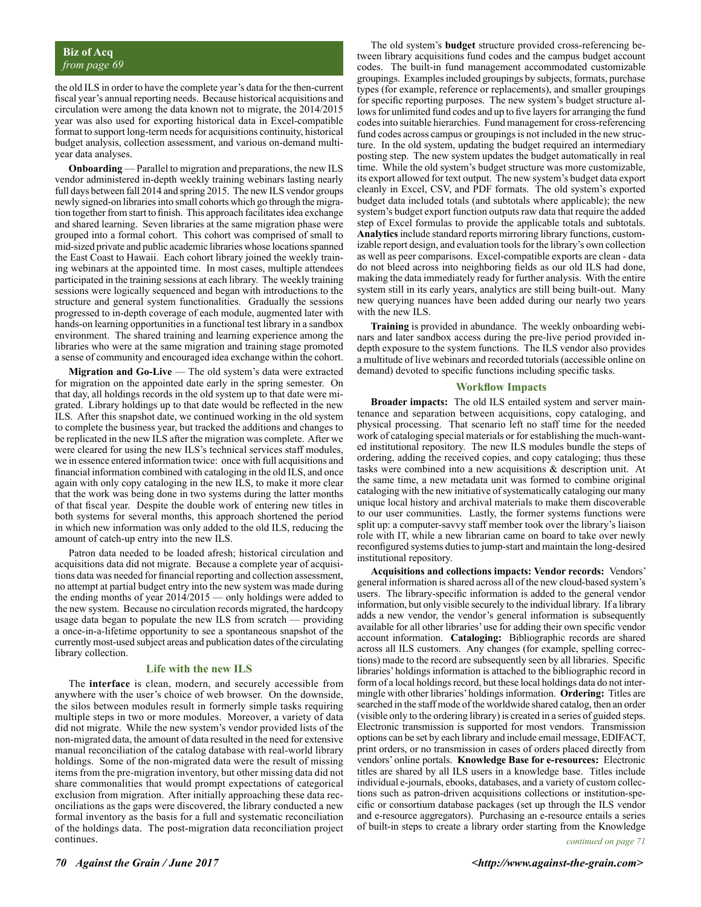Biz of Acq
*from page 69*

the old ILS in order to have the complete year's data for the then-current fiscal year's annual reporting needs. Because historical acquisitions and circulation were among the data known not to migrate, the 2014/2015 year was also used for exporting historical data in Excel-compatible format to support long-term needs for acquisitions continuity, historical budget analysis, collection assessment, and various on-demand multi-year data analyses.

**Onboarding** — Parallel to migration and preparations, the new ILS vendor administered in-depth weekly training webinars lasting nearly full days between fall 2014 and spring 2015. The new ILS vendor groups newly signed-on libraries into small cohorts which go through the migration together from start to finish. This approach facilitates idea exchange and shared learning. Seven libraries at the same migration phase were grouped into a formal cohort. This cohort was comprised of small to mid-sized private and public academic libraries whose locations spanned the East Coast to Hawaii. Each cohort library joined the weekly training webinars at the appointed time. In most cases, multiple attendees participated in the training sessions at each library. The weekly training sessions were logically sequenced and began with introductions to the structure and general system functionalities. Gradually the sessions progressed to in-depth coverage of each module, augmented later with hands-on learning opportunities in a functional test library in a sandbox environment. The shared training and learning experience among the libraries who were at the same migration and training stage promoted a sense of community and encouraged idea exchange within the cohort.

**Migration and Go-Live** — The old system's data were extracted for migration on the appointed date early in the spring semester. On that day, all holdings records in the old system up to that date were migrated. Library holdings up to that date would be reflected in the new ILS. After this snapshot date, we continued working in the old system to complete the business year, but tracked the additions and changes to be replicated in the new ILS after the migration was complete. After we were cleared for using the new ILS's technical services staff modules, we in essence entered information twice: once with full acquisitions and financial information combined with cataloging in the old ILS, and once again with only copy cataloging in the new ILS, to make it more clear that the work was being done in two systems during the latter months of that fiscal year. Despite the double work of entering new titles in both systems for several months, this approach shortened the period in which new information was only added to the old ILS, reducing the amount of catch-up entry into the new ILS.

Patron data needed to be loaded afresh; historical circulation and acquisitions data did not migrate. Because a complete year of acquisitions data was needed for financial reporting and collection assessment, no attempt at partial budget entry into the new system was made during the ending months of year 2014/2015 — only holdings were added to the new system. Because no circulation records migrated, the hardcopy usage data began to populate the new ILS from scratch — providing a once-in-a-lifetime opportunity to see a spontaneous snapshot of the currently most-used subject areas and publication dates of the circulating library collection.

## Life with the new ILS

The **interface** is clean, modern, and securely accessible from anywhere with the user's choice of web browser. On the downside, the silos between modules result in formerly simple tasks requiring multiple steps in two or more modules. Moreover, a variety of data did not migrate. While the new system's vendor provided lists of the non-migrated data, the amount of data resulted in the need for extensive manual reconciliation of the catalog database with real-world library holdings. Some of the non-migrated data were the result of missing items from the pre-migration inventory, but other missing data did not share commonalities that would prompt expectations of categorical exclusion from migration. After initially approaching these data reconciliations as the gaps were discovered, the library conducted a new formal inventory as the basis for a full and systematic reconciliation of the holdings data. The post-migration data reconciliation project continues.

The old system's **budget** structure provided cross-referencing between library acquisitions fund codes and the campus budget account codes. The built-in fund management accommodated customizable groupings. Examples included groupings by subjects, formats, purchase types (for example, reference or replacements), and smaller groupings for specific reporting purposes. The new system's budget structure allows for unlimited fund codes and up to five layers for arranging the fund codes into suitable hierarchies. Fund management for cross-referencing fund codes across campus or groupings is not included in the new structure. In the old system, updating the budget required an intermediary posting step. The new system updates the budget automatically in real time. While the old system's budget structure was more customizable, its export allowed for text output. The new system's budget data export cleanly in Excel, CSV, and PDF formats. The old system's exported budget data included totals (and subtotals where applicable); the new system's budget export function outputs raw data that require the added step of Excel formulas to provide the applicable totals and subtotals. **Analytics** include standard reports mirroring library functions, customizable report design, and evaluation tools for the library's own collection as well as peer comparisons. Excel-compatible exports are clean - data do not bleed across into neighboring fields as our old ILS had done, making the data immediately ready for further analysis. With the entire system still in its early years, analytics are still being built-out. Many new querying nuances have been added during our nearly two years with the new ILS.

**Training** is provided in abundance. The weekly onboarding webinars and later sandbox access during the pre-live period provided in-depth exposure to the system functions. The ILS vendor also provides a multitude of live webinars and recorded tutorials (accessible online on demand) devoted to specific functions including specific tasks.

## Workflow Impacts

**Broader impacts:** The old ILS entailed system and server maintenance and separation between acquisitions, copy cataloging, and physical processing. That scenario left no staff time for the needed work of cataloging special materials or for establishing the much-wanted institutional repository. The new ILS modules bundle the steps of ordering, adding the received copies, and copy cataloging; thus these tasks were combined into a new acquisitions & description unit. At the same time, a new metadata unit was formed to combine original cataloging with the new initiative of systematically cataloging our many unique local history and archival materials to make them discoverable to our user communities. Lastly, the former systems functions were split up: a computer-savvy staff member took over the library's liaison role with IT, while a new librarian came on board to take over newly reconfigured systems duties to jump-start and maintain the long-desired institutional repository.

**Acquisitions and collections impacts: Vendor records:** Vendors' general information is shared across all of the new cloud-based system's users. The library-specific information is added to the general vendor information, but only visible securely to the individual library. If a library adds a new vendor, the vendor's general information is subsequently available for all other libraries' use for adding their own specific vendor account information. **Cataloging:** Bibliographic records are shared across all ILS customers. Any changes (for example, spelling corrections) made to the record are subsequently seen by all libraries. Specific libraries' holdings information is attached to the bibliographic record in form of a local holdings record, but these local holdings data do not intermingle with other libraries' holdings information. **Ordering:** Titles are searched in the staff mode of the worldwide shared catalog, then an order (visible only to the ordering library) is created in a series of guided steps. Electronic transmission is supported for most vendors. Transmission options can be set by each library and include email message, EDIFACT, print orders, or no transmission in cases of orders placed directly from vendors' online portals. **Knowledge Base for e-resources:** Electronic titles are shared by all ILS users in a knowledge base. Titles include individual e-journals, ebooks, databases, and a variety of custom collections such as patron-driven acquisitions collections or institution-specific or consortium database packages (set up through the ILS vendor and e-resource aggregators). Purchasing an e-resource entails a series of built-in steps to create a library order starting from the Knowledge

*continued on page 71*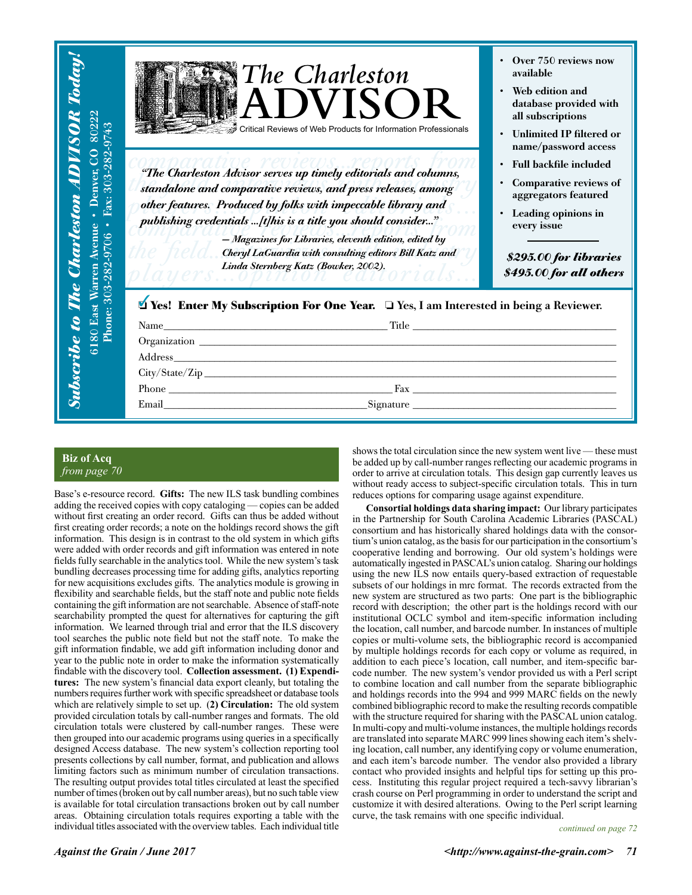**Subscribe to The Charleston ADVISOR Today!**
6180 East Warren Avenue • Denver, CO 80222
Phone: 303-282-9706 • Fax: 303-282-9743

# The Charleston ADVISOR

Critical Reviews of Web Products for Information Professionals

*"The Charleston Advisor serves up timely editorials and columns, standalone and comparative reviews, and press releases, among other features. Produced by folks with impeccable library and publishing credentials ...[t]his is a title you should consider..."*

*— Magazines for Libraries, eleventh edition, edited by Cheryl LaGuardia with consulting editors Bill Katz and Linda Sternberg Katz (Bowker, 2002).*

- **Over 750 reviews now available**
- **Web edition and database provided with all subscriptions**
- **Unlimited IP filtered or name/password access**
- **Full backfile included**
- **Comparative reviews of aggregators featured**
- **Leading opinions in every issue**

***$295.00 for libraries***
***$495.00 for all others***

☑ **Yes! Enter My Subscription For One Year.** ❏ **Yes, I am Interested in being a Reviewer.**

Name________________________ Title ________________________
Organization ________________________
Address________________________
City/State/Zip ________________________
Phone ________________________ Fax ________________________
Email________________________ Signature ________________________

---

**Biz of Acq**
*from page 70*

Base's e-resource record. **Gifts:** The new ILS task bundling combines adding the received copies with copy cataloging — copies can be added without first creating an order record. Gifts can thus be added without first creating order records; a note on the holdings record shows the gift information. This design is in contrast to the old system in which gifts were added with order records and gift information was entered in note fields fully searchable in the analytics tool. While the new system's task bundling decreases processing time for adding gifts, analytics reporting for new acquisitions excludes gifts. The analytics module is growing in flexibility and searchable fields, but the staff note and public note fields containing the gift information are not searchable. Absence of staff-note searchability prompted the quest for alternatives for capturing the gift information. We learned through trial and error that the ILS discovery tool searches the public note field but not the staff note. To make the gift information findable, we add gift information including donor and year to the public note in order to make the information systematically findable with the discovery tool. **Collection assessment. (1) Expenditures:** The new system's financial data export cleanly, but totaling the numbers requires further work with specific spreadsheet or database tools which are relatively simple to set up. (**2) Circulation:** The old system provided circulation totals by call-number ranges and formats. The old circulation totals were clustered by call-number ranges. These were then grouped into our academic programs using queries in a specifically designed Access database. The new system's collection reporting tool presents collections by call number, format, and publication and allows limiting factors such as minimum number of circulation transactions. The resulting output provides total titles circulated at least the specified number of times (broken out by call number areas), but no such table view is available for total circulation transactions broken out by call number areas. Obtaining circulation totals requires exporting a table with the individual titles associated with the overview tables. Each individual title shows the total circulation since the new system went live — these must be added up by call-number ranges reflecting our academic programs in order to arrive at circulation totals. This design gap currently leaves us without ready access to subject-specific circulation totals. This in turn reduces options for comparing usage against expenditure.

**Consortial holdings data sharing impact:** Our library participates in the Partnership for South Carolina Academic Libraries (PASCAL) consortium and has historically shared holdings data with the consortium's union catalog, as the basis for our participation in the consortium's cooperative lending and borrowing. Our old system's holdings were automatically ingested in PASCAL's union catalog. Sharing our holdings using the new ILS now entails query-based extraction of requestable subsets of our holdings in mrc format. The records extracted from the new system are structured as two parts: One part is the bibliographic record with description; the other part is the holdings record with our institutional OCLC symbol and item-specific information including the location, call number, and barcode number. In instances of multiple copies or multi-volume sets, the bibliographic record is accompanied by multiple holdings records for each copy or volume as required, in addition to each piece's location, call number, and item-specific barcode number. The new system's vendor provided us with a Perl script to combine location and call number from the separate bibliographic and holdings records into the 994 and 999 MARC fields on the newly combined bibliographic record to make the resulting records compatible with the structure required for sharing with the PASCAL union catalog. In multi-copy and multi-volume instances, the multiple holdings records are translated into separate MARC 999 lines showing each item's shelving location, call number, any identifying copy or volume enumeration, and each item's barcode number. The vendor also provided a library contact who provided insights and helpful tips for setting up this process. Instituting this regular project required a tech-savvy librarian's crash course on Perl programming in order to understand the script and customize it with desired alterations. Owing to the Perl script learning curve, the task remains with one specific individual.

*continued on page 72*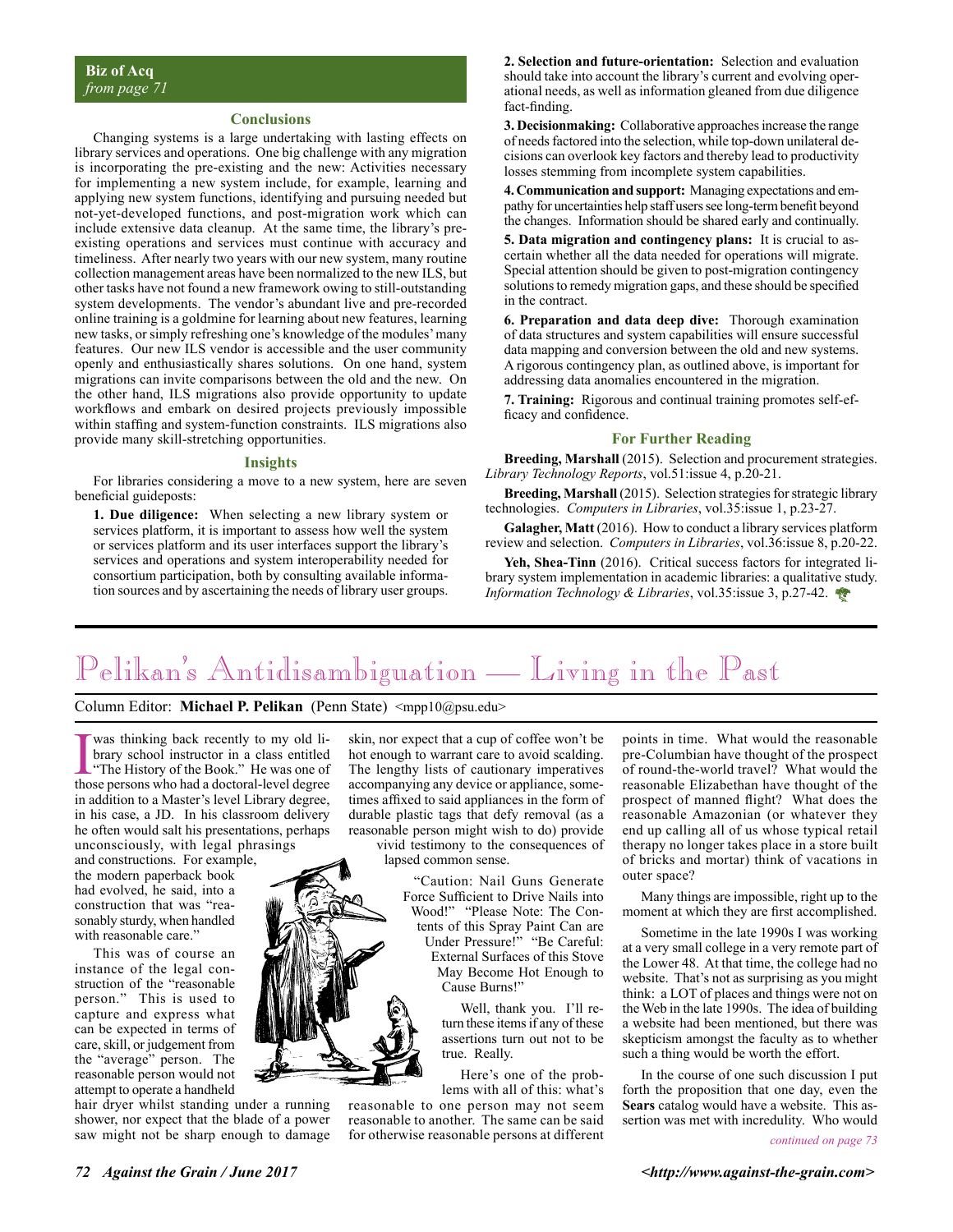**Biz of Acq**
*from page 71*

### Conclusions

Changing systems is a large undertaking with lasting effects on library services and operations. One big challenge with any migration is incorporating the pre-existing and the new: Activities necessary for implementing a new system include, for example, learning and applying new system functions, identifying and pursuing needed but not-yet-developed functions, and post-migration work which can include extensive data cleanup. At the same time, the library's pre-existing operations and services must continue with accuracy and timeliness. After nearly two years with our new system, many routine collection management areas have been normalized to the new ILS, but other tasks have not found a new framework owing to still-outstanding system developments. The vendor's abundant live and pre-recorded online training is a goldmine for learning about new features, learning new tasks, or simply refreshing one's knowledge of the modules' many features. Our new ILS vendor is accessible and the user community openly and enthusiastically shares solutions. On one hand, system migrations can invite comparisons between the old and the new. On the other hand, ILS migrations also provide opportunity to update workflows and embark on desired projects previously impossible within staffing and system-function constraints. ILS migrations also provide many skill-stretching opportunities.

### Insights

For libraries considering a move to a new system, here are seven beneficial guideposts:

**1. Due diligence:** When selecting a new library system or services platform, it is important to assess how well the system or services platform and its user interfaces support the library's services and operations and system interoperability needed for consortium participation, both by consulting available information sources and by ascertaining the needs of library user groups.

**2. Selection and future-orientation:** Selection and evaluation should take into account the library's current and evolving operational needs, as well as information gleaned from due diligence fact-finding.

**3. Decisionmaking:** Collaborative approaches increase the range of needs factored into the selection, while top-down unilateral decisions can overlook key factors and thereby lead to productivity losses stemming from incomplete system capabilities.

**4. Communication and support:** Managing expectations and empathy for uncertainties help staff users see long-term benefit beyond the changes. Information should be shared early and continually.

**5. Data migration and contingency plans:** It is crucial to ascertain whether all the data needed for operations will migrate. Special attention should be given to post-migration contingency solutions to remedy migration gaps, and these should be specified in the contract.

**6. Preparation and data deep dive:** Thorough examination of data structures and system capabilities will ensure successful data mapping and conversion between the old and new systems. A rigorous contingency plan, as outlined above, is important for addressing data anomalies encountered in the migration.

**7. Training:** Rigorous and continual training promotes self-efficacy and confidence.

### For Further Reading

**Breeding, Marshall** (2015). Selection and procurement strategies. *Library Technology Reports*, vol.51:issue 4, p.20-21.

**Breeding, Marshall** (2015). Selection strategies for strategic library technologies. *Computers in Libraries*, vol.35:issue 1, p.23-27.

**Galagher, Matt** (2016). How to conduct a library services platform review and selection. *Computers in Libraries*, vol.36:issue 8, p.20-22.

**Yeh, Shea-Tinn** (2016). Critical success factors for integrated library system implementation in academic libraries: a qualitative study. *Information Technology & Libraries*, vol.35:issue 3, p.27-42.

---

# Pelikan's Antidisambiguation — Living in the Past

Column Editor: **Michael P. Pelikan** (Penn State) <mpp10@psu.edu>

I was thinking back recently to my old library school instructor in a class entitled "The History of the Book." He was one of those persons who had a doctoral-level degree in addition to a Master's level Library degree, in his case, a JD. In his classroom delivery he often would salt his presentations, perhaps unconsciously, with legal phrasings and constructions. For example, the modern paperback book had evolved, he said, into a construction that was "reasonably sturdy, when handled with reasonable care."

This was of course an instance of the legal construction of the "reasonable person." This is used to capture and express what can be expected in terms of care, skill, or judgement from the "average" person. The reasonable person would not attempt to operate a handheld hair dryer whilst standing under a running shower, nor expect that the blade of a power saw might not be sharp enough to damage skin, nor expect that a cup of coffee won't be hot enough to warrant care to avoid scalding. The lengthy lists of cautionary imperatives accompanying any device or appliance, sometimes affixed to said appliances in the form of durable plastic tags that defy removal (as a reasonable person might wish to do) provide vivid testimony to the consequences of lapsed common sense.

"Caution: Nail Guns Generate Force Sufficient to Drive Nails into Wood!" "Please Note: The Contents of this Spray Paint Can are Under Pressure!" "Be Careful: External Surfaces of this Stove May Become Hot Enough to Cause Burns!"

Well, thank you. I'll return these items if any of these assertions turn out not to be true. Really.

Here's one of the problems with all of this: what's reasonable to one person may not seem reasonable to another. The same can be said for otherwise reasonable persons at different points in time. What would the reasonable pre-Columbian have thought of the prospect of round-the-world travel? What would the reasonable Elizabethan have thought of the prospect of manned flight? What does the reasonable Amazonian (or whatever they end up calling all of us whose typical retail therapy no longer takes place in a store built of bricks and mortar) think of vacations in outer space?

Many things are impossible, right up to the moment at which they are first accomplished.

Sometime in the late 1990s I was working at a very small college in a very remote part of the Lower 48. At that time, the college had no website. That's not as surprising as you might think: a LOT of places and things were not on the Web in the late 1990s. The idea of building a website had been mentioned, but there was skepticism amongst the faculty as to whether such a thing would be worth the effort.

In the course of one such discussion I put forth the proposition that one day, even the **Sears** catalog would have a website. This assertion was met with incredulity. Who would

*continued on page 73*